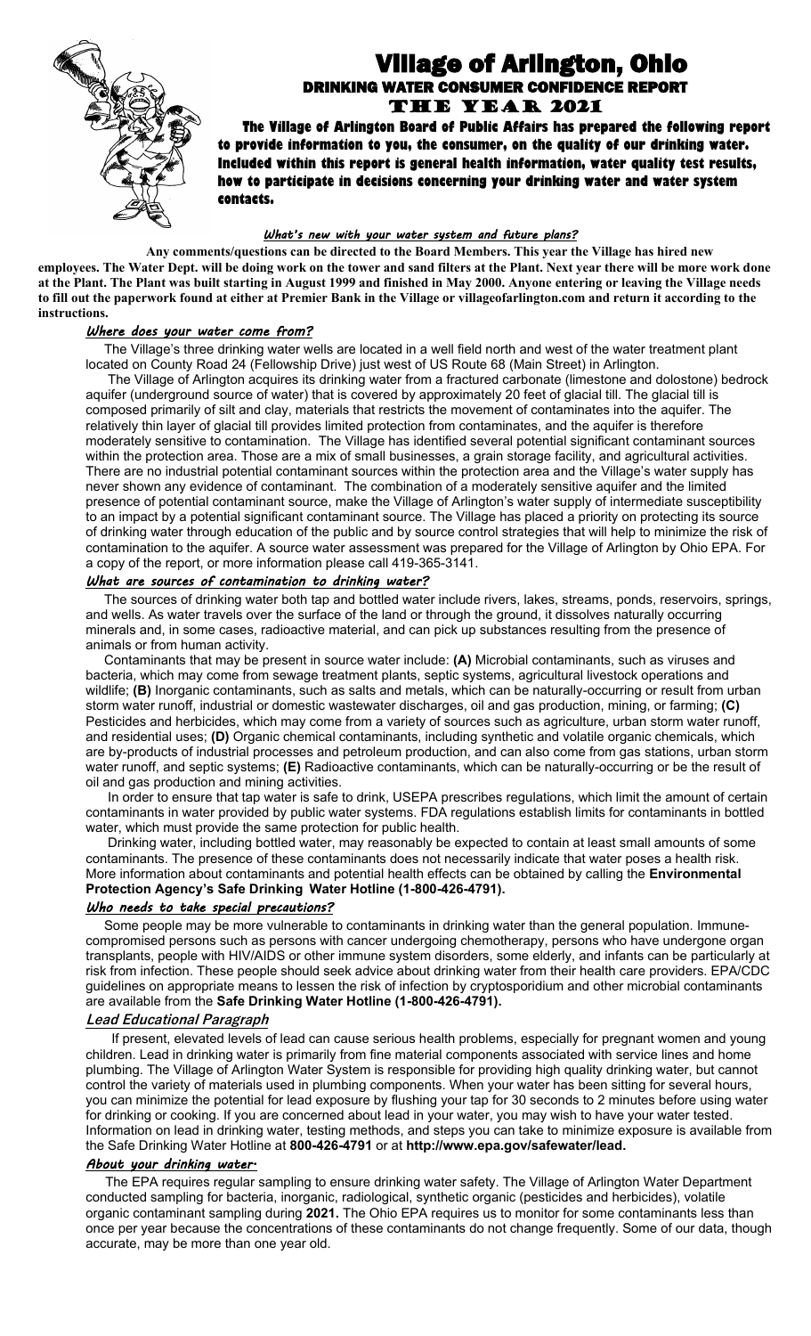# Village of Arlington, Ohio

## DRINKING WATER CONSUMER CONFIDENCE REPORT

## THE YEAR 2021

**The Village of Arlington Board of Public Affairs has prepared the following report to provide information to you, the consumer, on the quality of our drinking water. Included within this report is general health information, water quality test results, how to participate in decisions concerning your drinking water and water system contacts.**

### *What's new with your water system and future plans?*

**Any comments/questions can be directed to the Board Members. This year the Village has hired new employees. The Water Dept. will be doing work on the tower and sand filters at the Plant. Next year there will be more work done at the Plant. The Plant was built starting in August 1999 and finished in May 2000. Anyone entering or leaving the Village needs to fill out the paperwork found at either at Premier Bank in the Village or villageofarlington.com and return it according to the instructions.**

### *Where does your water come from?*

The Village's three drinking water wells are located in a well field north and west of the water treatment plant located on County Road 24 (Fellowship Drive) just west of US Route 68 (Main Street) in Arlington.

The Village of Arlington acquires its drinking water from a fractured carbonate (limestone and dolostone) bedrock aquifer (underground source of water) that is covered by approximately 20 feet of glacial till. The glacial till is composed primarily of silt and clay, materials that restricts the movement of contaminates into the aquifer. The relatively thin layer of glacial till provides limited protection from contaminates, and the aquifer is therefore moderately sensitive to contamination. The Village has identified several potential significant contaminant sources within the protection area. Those are a mix of small businesses, a grain storage facility, and agricultural activities. There are no industrial potential contaminant sources within the protection area and the Village's water supply has never shown any evidence of contaminant. The combination of a moderately sensitive aquifer and the limited presence of potential contaminant source, make the Village of Arlington's water supply of intermediate susceptibility to an impact by a potential significant contaminant source. The Village has placed a priority on protecting its source of drinking water through education of the public and by source control strategies that will help to minimize the risk of contamination to the aquifer. A source water assessment was prepared for the Village of Arlington by Ohio EPA. For a copy of the report, or more information please call 419-365-3141.

### *What are sources of contamination to drinking water?*

The sources of drinking water both tap and bottled water include rivers, lakes, streams, ponds, reservoirs, springs, and wells. As water travels over the surface of the land or through the ground, it dissolves naturally occurring minerals and, in some cases, radioactive material, and can pick up substances resulting from the presence of animals or from human activity.

Contaminants that may be present in source water include: **(A)** Microbial contaminants, such as viruses and bacteria, which may come from sewage treatment plants, septic systems, agricultural livestock operations and wildlife; **(B)** Inorganic contaminants, such as salts and metals, which can be naturally-occurring or result from urban storm water runoff, industrial or domestic wastewater discharges, oil and gas production, mining, or farming; **(C)** Pesticides and herbicides, which may come from a variety of sources such as agriculture, urban storm water runoff, and residential uses; **(D)** Organic chemical contaminants, including synthetic and volatile organic chemicals, which are by-products of industrial processes and petroleum production, and can also come from gas stations, urban storm water runoff, and septic systems; **(E)** Radioactive contaminants, which can be naturally-occurring or be the result of oil and gas production and mining activities.

In order to ensure that tap water is safe to drink, USEPA prescribes regulations, which limit the amount of certain contaminants in water provided by public water systems. FDA regulations establish limits for contaminants in bottled water, which must provide the same protection for public health.

Drinking water, including bottled water, may reasonably be expected to contain at least small amounts of some contaminants. The presence of these contaminants does not necessarily indicate that water poses a health risk. More information about contaminants and potential health effects can be obtained by calling the **Environmental Protection Agency's Safe Drinking Water Hotline (1-800-426-4791).**

### *Who needs to take special precautions?*

Some people may be more vulnerable to contaminants in drinking water than the general population. Immune-compromised persons such as persons with cancer undergoing chemotherapy, persons who have undergone organ transplants, people with HIV/AIDS or other immune system disorders, some elderly, and infants can be particularly at risk from infection. These people should seek advice about drinking water from their health care providers. EPA/CDC guidelines on appropriate means to lessen the risk of infection by cryptosporidium and other microbial contaminants are available from the **Safe Drinking Water Hotline (1-800-426-4791).**

### *Lead Educational Paragraph*

If present, elevated levels of lead can cause serious health problems, especially for pregnant women and young children. Lead in drinking water is primarily from fine material components associated with service lines and home plumbing. The Village of Arlington Water System is responsible for providing high quality drinking water, but cannot control the variety of materials used in plumbing components. When your water has been sitting for several hours, you can minimize the potential for lead exposure by flushing your tap for 30 seconds to 2 minutes before using water for drinking or cooking. If you are concerned about lead in your water, you may wish to have your water tested. Information on lead in drinking water, testing methods, and steps you can take to minimize exposure is available from the Safe Drinking Water Hotline at **800-426-4791** or at **http://www.epa.gov/safewater/lead.**

### *About your drinking water.*

The EPA requires regular sampling to ensure drinking water safety. The Village of Arlington Water Department conducted sampling for bacteria, inorganic, radiological, synthetic organic (pesticides and herbicides), volatile organic contaminant sampling during **2021.** The Ohio EPA requires us to monitor for some contaminants less than once per year because the concentrations of these contaminants do not change frequently. Some of our data, though accurate, may be more than one year old.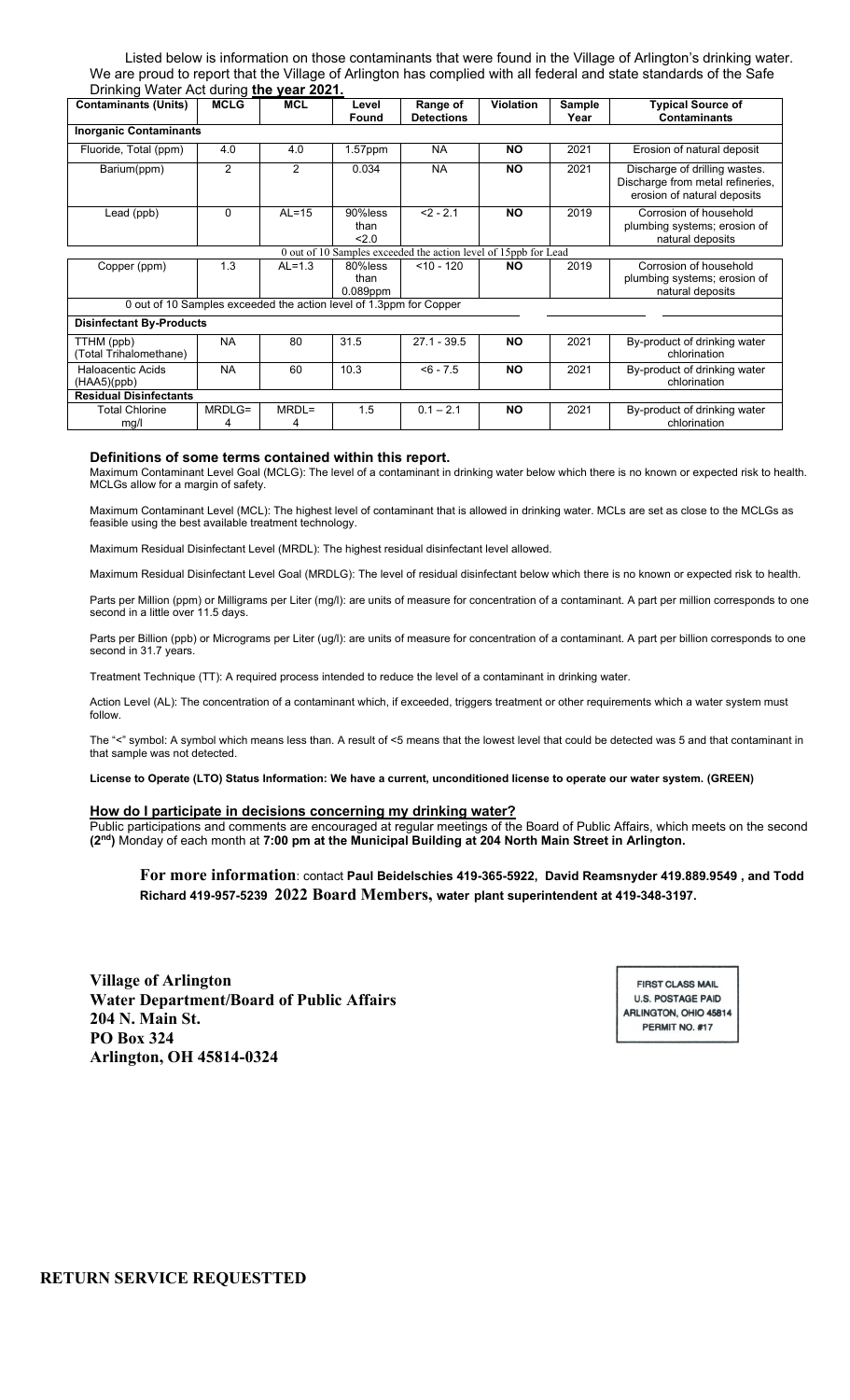Listed below is information on those contaminants that were found in the Village of Arlington's drinking water. We are proud to report that the Village of Arlington has complied with all federal and state standards of the Safe Drinking Water Act during **the year 2021.**

| Contaminants (Units) | MCLG | MCL | Level Found | Range of Detections | Violation | Sample Year | Typical Source of Contaminants |
|---|---|---|---|---|---|---|---|
| **Inorganic Contaminants** | | | | | | | |
| Fluoride, Total (ppm) | 4.0 | 4.0 | 1.57ppm | NA | **NO** | 2021 | Erosion of natural deposit |
| Barium(ppm) | 2 | 2 | 0.034 | NA | **NO** | 2021 | Discharge of drilling wastes. Discharge from metal refineries, erosion of natural deposits |
| Lead (ppb) | 0 | AL=15 | 90%less than <2.0 | <2 - 2.1 | **NO** | 2019 | Corrosion of household plumbing systems; erosion of natural deposits |
| 0 out of 10 Samples exceeded the action level of 15ppb for Lead | | | | | | | |
| Copper (ppm) | 1.3 | AL=1.3 | 80%less than 0.089ppm | <10 - 120 | **NO** | 2019 | Corrosion of household plumbing systems; erosion of natural deposits |
| 0 out of 10 Samples exceeded the action level of 1.3ppm for Copper | | | | | | | |
| **Disinfectant By-Products** | | | | | | | |
| TTHM (ppb) (Total Trihalomethane) | NA | 80 | 31.5 | 27.1 - 39.5 | **NO** | 2021 | By-product of drinking water chlorination |
| Haloacetic Acids (HAA5)(ppb) | NA | 60 | 10.3 | <6 - 7.5 | **NO** | 2021 | By-product of drinking water chlorination |
| **Residual Disinfectants** | | | | | | | |
| Total Chlorine mg/l | MRDLG= 4 | MRDL= 4 | 1.5 | 0.1 – 2.1 | **NO** | 2021 | By-product of drinking water chlorination |

### Definitions of some terms contained within this report.

Maximum Contaminant Level Goal (MCLG): The level of a contaminant in drinking water below which there is no known or expected risk to health. MCLGs allow for a margin of safety.

Maximum Contaminant Level (MCL): The highest level of contaminant that is allowed in drinking water. MCLs are set as close to the MCLGs as feasible using the best available treatment technology.

Maximum Residual Disinfectant Level (MRDL): The highest residual disinfectant level allowed.

Maximum Residual Disinfectant Level Goal (MRDLG): The level of residual disinfectant below which there is no known or expected risk to health.

Parts per Million (ppm) or Milligrams per Liter (mg/l): are units of measure for concentration of a contaminant. A part per million corresponds to one second in a little over 11.5 days.

Parts per Billion (ppb) or Micrograms per Liter (ug/l): are units of measure for concentration of a contaminant. A part per billion corresponds to one second in 31.7 years.

Treatment Technique (TT): A required process intended to reduce the level of a contaminant in drinking water.

Action Level (AL): The concentration of a contaminant which, if exceeded, triggers treatment or other requirements which a water system must follow.

The "<" symbol: A symbol which means less than. A result of <5 means that the lowest level that could be detected was 5 and that contaminant in that sample was not detected.

**License to Operate (LTO) Status Information: We have a current, unconditioned license to operate our water system. (GREEN)**

### How do I participate in decisions concerning my drinking water?

Public participations and comments are encouraged at regular meetings of the Board of Public Affairs, which meets on the second **(2nd)** Monday of each month at **7:00 pm at the Municipal Building at 204 North Main Street in Arlington.**

**For more information**: contact **Paul Beidelschies 419-365-5922, David Reamsnyder 419.889.9549 , and Todd Richard 419-957-5239 2022 Board Members, water plant superintendent at 419-348-3197.**

**Village of Arlington**
**Water Department/Board of Public Affairs**
**204 N. Main St.**
**PO Box 324**
**Arlington, OH 45814-0324**

FIRST CLASS MAIL
U.S. POSTAGE PAID
ARLINGTON, OHIO 45814
PERMIT NO. #17

**RETURN SERVICE REQUESTTED**